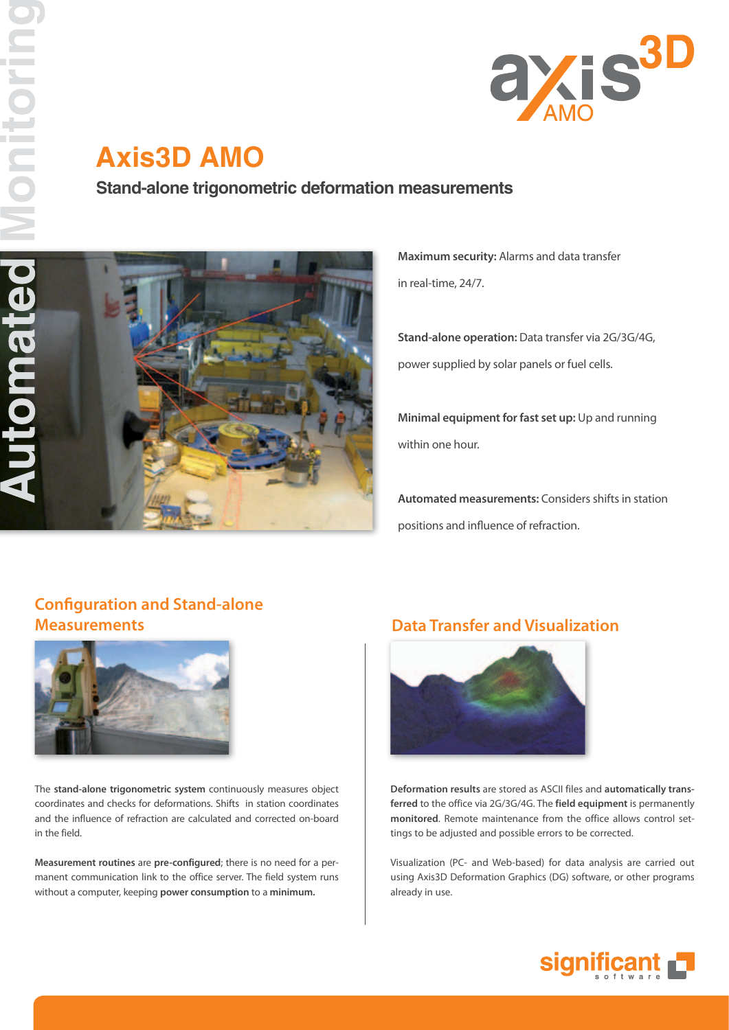# Axis3D AMO

## Stand-alone trigonometric deformation measurements

**Maximum security:** Alarms and data transfer in real-time, 24/7.

**Stand-alone operation:** Data transfer via 2G/3G/4G, power supplied by solar panels or fuel cells.

**Minimal equipment for fast set up:** Up and running within one hour.

**Automated measurements:** Considers shifts in station positions and influence of refraction.

## Configuration and Stand-alone Measurements

The **stand-alone trigonometric system** continuously measures object coordinates and checks for deformations. Shifts in station coordinates and the influence of refraction are calculated and corrected on-board in the field.

**Measurement routines** are **pre-configured**; there is no need for a permanent communication link to the office server. The field system runs without a computer, keeping **power consumption** to a **minimum.**

## Data Transfer and Visualization

**Deformation results** are stored as ASCII files and **automatically transferred** to the office via 2G/3G/4G. The **field equipment** is permanently **monitored**. Remote maintenance from the office allows control settings to be adjusted and possible errors to be corrected.

Visualization (PC- and Web-based) for data analysis are carried out using Axis3D Deformation Graphics (DG) software, or other programs already in use.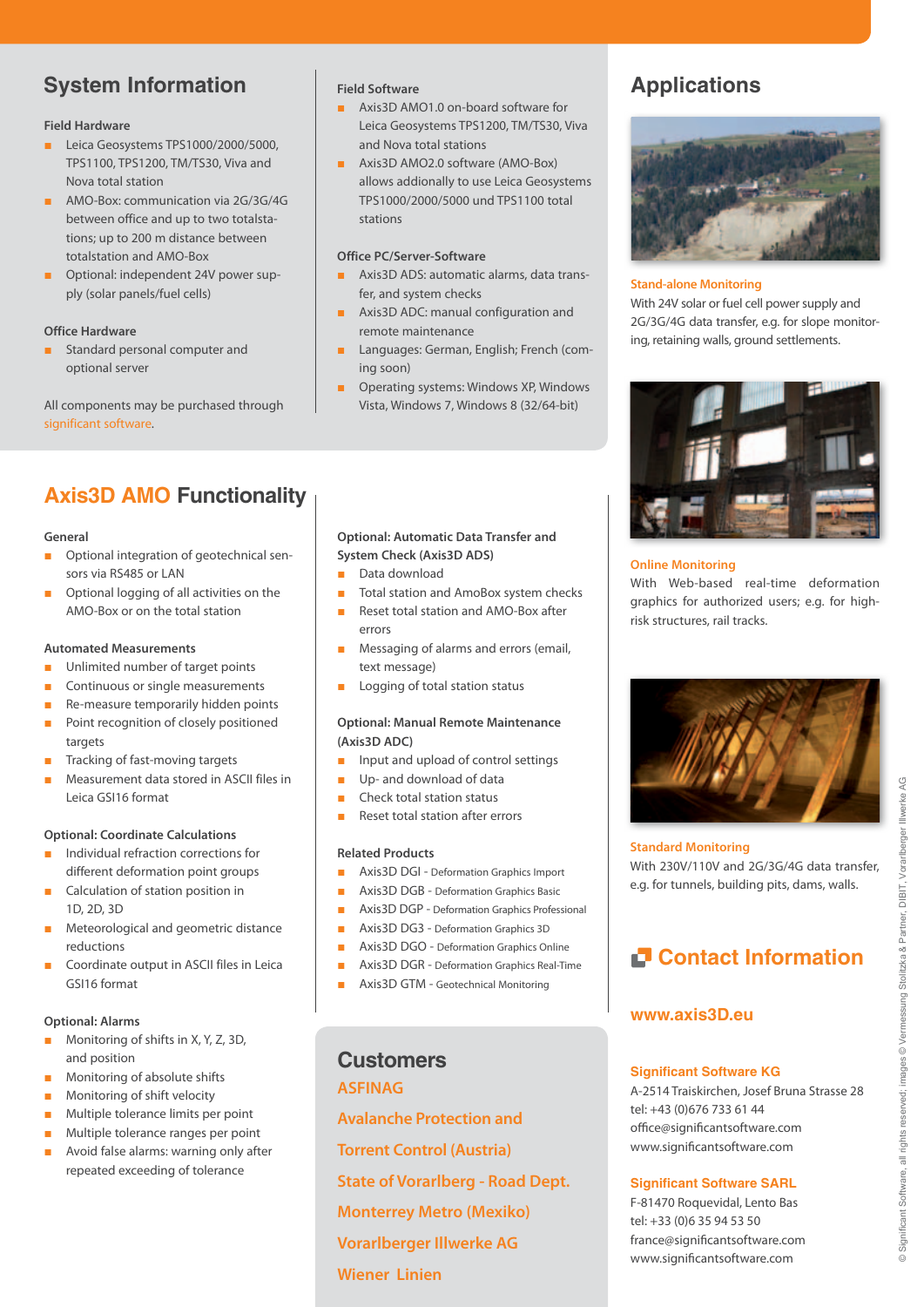## System Information

### Field Hardware

- Leica Geosystems TPS1000/2000/5000, TPS1100, TPS1200, TM/TS30, Viva and Nova total station
- AMO-Box: communication via 2G/3G/4G between office and up to two totalstations; up to 200 m distance between totalstation and AMO-Box
- Optional: independent 24V power supply (solar panels/fuel cells)

### Office Hardware

- Standard personal computer and optional server

All components may be purchased through significant software.

### Field Software

- Axis3D AMO1.0 on-board software for Leica Geosystems TPS1200, TM/TS30, Viva and Nova total stations
- Axis3D AMO2.0 software (AMO-Box) allows addionally to use Leica Geosystems TPS1000/2000/5000 und TPS1100 total stations

### Office PC/Server-Software

- Axis3D ADS: automatic alarms, data transfer, and system checks
- Axis3D ADC: manual configuration and remote maintenance
- Languages: German, English; French (coming soon)
- Operating systems: Windows XP, Windows Vista, Windows 7, Windows 8 (32/64-bit)

## Axis3D AMO Functionality

### General

- Optional integration of geotechnical sensors via RS485 or LAN
- Optional logging of all activities on the AMO-Box or on the total station

### Automated Measurements

- Unlimited number of target points
- Continuous or single measurements
- Re-measure temporarily hidden points
- Point recognition of closely positioned targets
- Tracking of fast-moving targets
- Measurement data stored in ASCII files in Leica GSI16 format

### Optional: Coordinate Calculations

- Individual refraction corrections for different deformation point groups
- Calculation of station position in 1D, 2D, 3D
- Meteorological and geometric distance reductions
- Coordinate output in ASCII files in Leica GSI16 format

### Optional: Alarms

- Monitoring of shifts in X, Y, Z, 3D, and position
- Monitoring of absolute shifts
- Monitoring of shift velocity
- Multiple tolerance limits per point
- Multiple tolerance ranges per point
- Avoid false alarms: warning only after repeated exceeding of tolerance

### Optional: Automatic Data Transfer and System Check (Axis3D ADS)

- Data download
- Total station and AmoBox system checks
- Reset total station and AmoBox after errors
- Messaging of alarms and errors (email, text message)
- Logging of total station status

### Optional: Manual Remote Maintenance (Axis3D ADC)

- Input and upload of control settings
- Up- and download of data
- Check total station status
- Reset total station after errors

### Related Products

- Axis3D DGI - Deformation Graphics Import
- Axis3D DGB - Deformation Graphics Basic
- Axis3D DGP - Deformation Graphics Professional
- Axis3D DG3 - Deformation Graphics 3D
- Axis3D DGO - Deformation Graphics Online
- Axis3D DGR - Deformation Graphics Real-Time
- Axis3D GTM - Geotechnical Monitoring

## Customers

ASFINAG

Avalanche Protection and Torrent Control (Austria)

State of Vorarlberg - Road Dept.

Monterrey Metro (Mexiko)

Vorarlberger Illwerke AG

Wiener Linien

## Applications

### Stand-alone Monitoring

With 24V solar or fuel cell power supply and 2G/3G/4G data transfer, e.g. for slope monitoring, retaining walls, ground settlements.

### Online Monitoring

With Web-based real-time deformation graphics for authorized users; e.g. for high-risk structures, rail tracks.

### Standard Monitoring

With 230V/110V and 2G/3G/4G data transfer, e.g. for tunnels, building pits, dams, walls.

## Contact Information

**www.axis3D.eu**

**Significant Software KG**
A-2514 Traiskirchen, Josef Bruna Strasse 28
tel: +43 (0)676 733 61 44
office@significantsoftware.com
www.significantsoftware.com

**Significant Software SARL**
F-81470 Roquevidal, Lento Bas
tel: +33 (0)6 35 94 53 50
france@significantsoftware.com
www.significantsoftware.com

© Significant Software, all rights reserved; images © Vermessung Stoltzka & Partner, DIBIT, Vorarlberger Illwerke AG